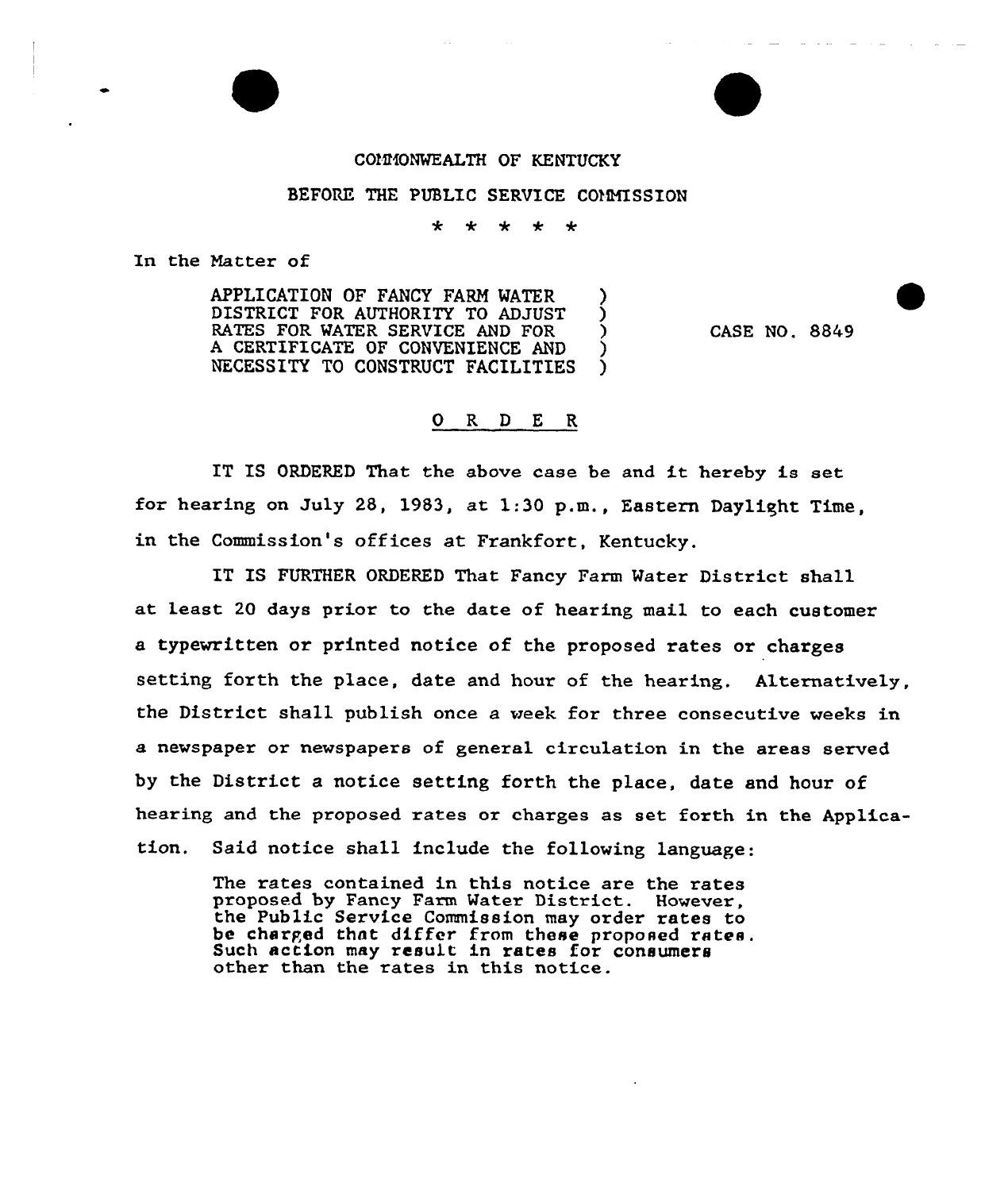COMMONWEALTH OF KENTUCKY

BEFORE THE PUBLIC SERVICE COMMISSION

\* \* \* \* \*

In the Matter of

APPLICATION OF FANCY FARM WATER DISTRICT FOR AUTHORITY TO ADJUST RATES FOR WATER SERVICE AND FOR A CERTIFICATE OF CONVENIENCE AND NECESSITY TO CONSTRUCT FACILITIES ) CASE NO. 8849

# O R D E R

IT IS ORDERED That the above case be and it hereby is set for hearing on July 28, 1983, at 1:30 p.m., Eastern Daylight Time, in the Commission's offices at Frankfort, Kentucky.

IT IS FURTHER ORDERED That Fancy Farm Water District shall at least 20 days prior to the date of hearing mail to each customer a typewritten or printed notice of the proposed rates or charges setting forth the place, date and hour of the hearing. Alternatively, the District shall publish once a week for three consecutive weeks in a newspaper or newspapers of general circulation in the areas served by the District a notice setting forth the place, date and hour of hearing and the proposed rates or charges as set forth in the Application. Said notice shall include the following language:

> The rates contained in this notice are the rates proposed by Fancy Farm Water District. However, the Public Service Commission may order rates to be charged that differ from these proposed rates. Such action may result in rates for consumers other than the rates in this notice.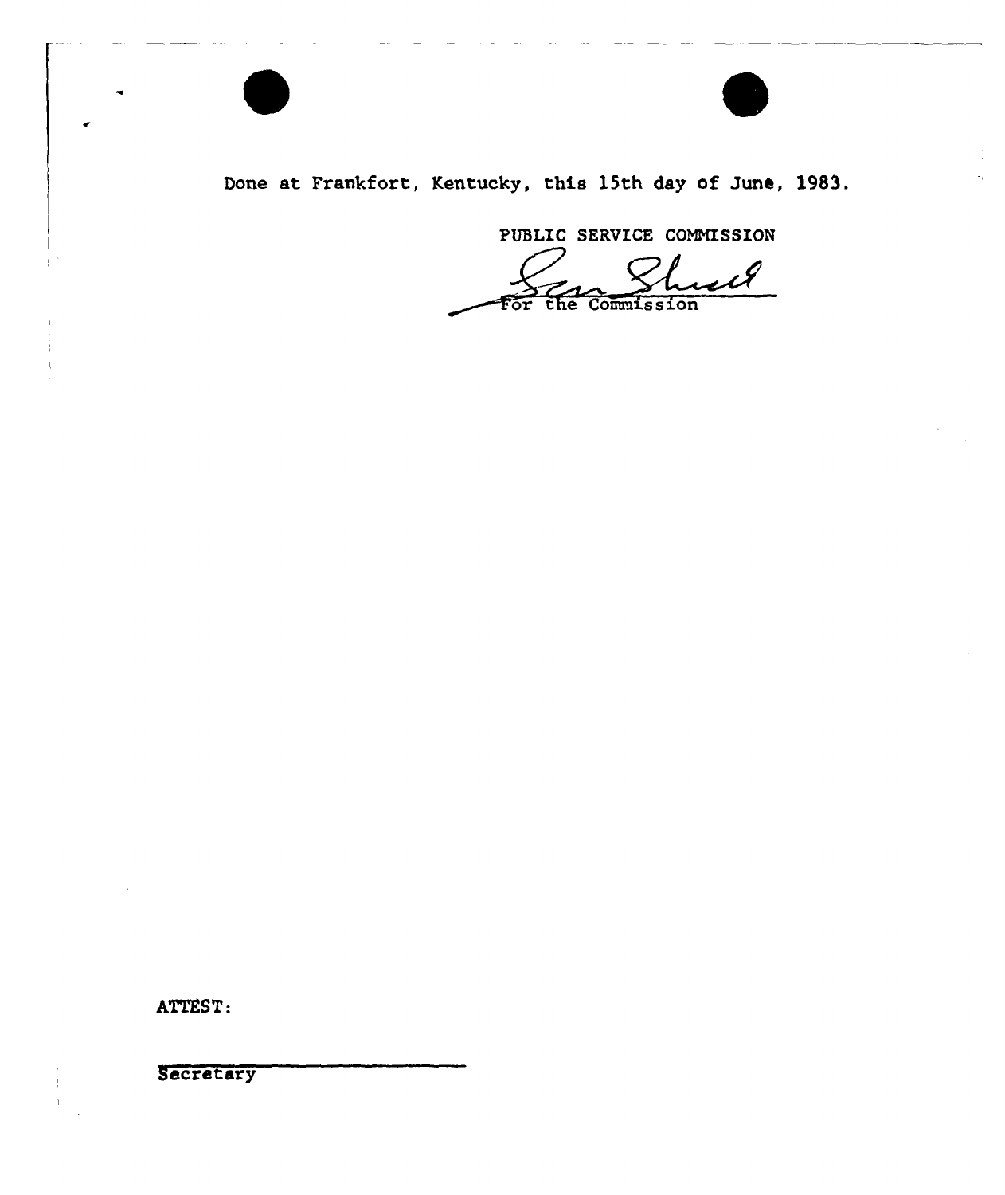Done at Frankfort, Kentucky, this 15th day of June, 1983.

PUBLIC SERVICE COMMISSION

For the Commission

ATTEST:

Secretary